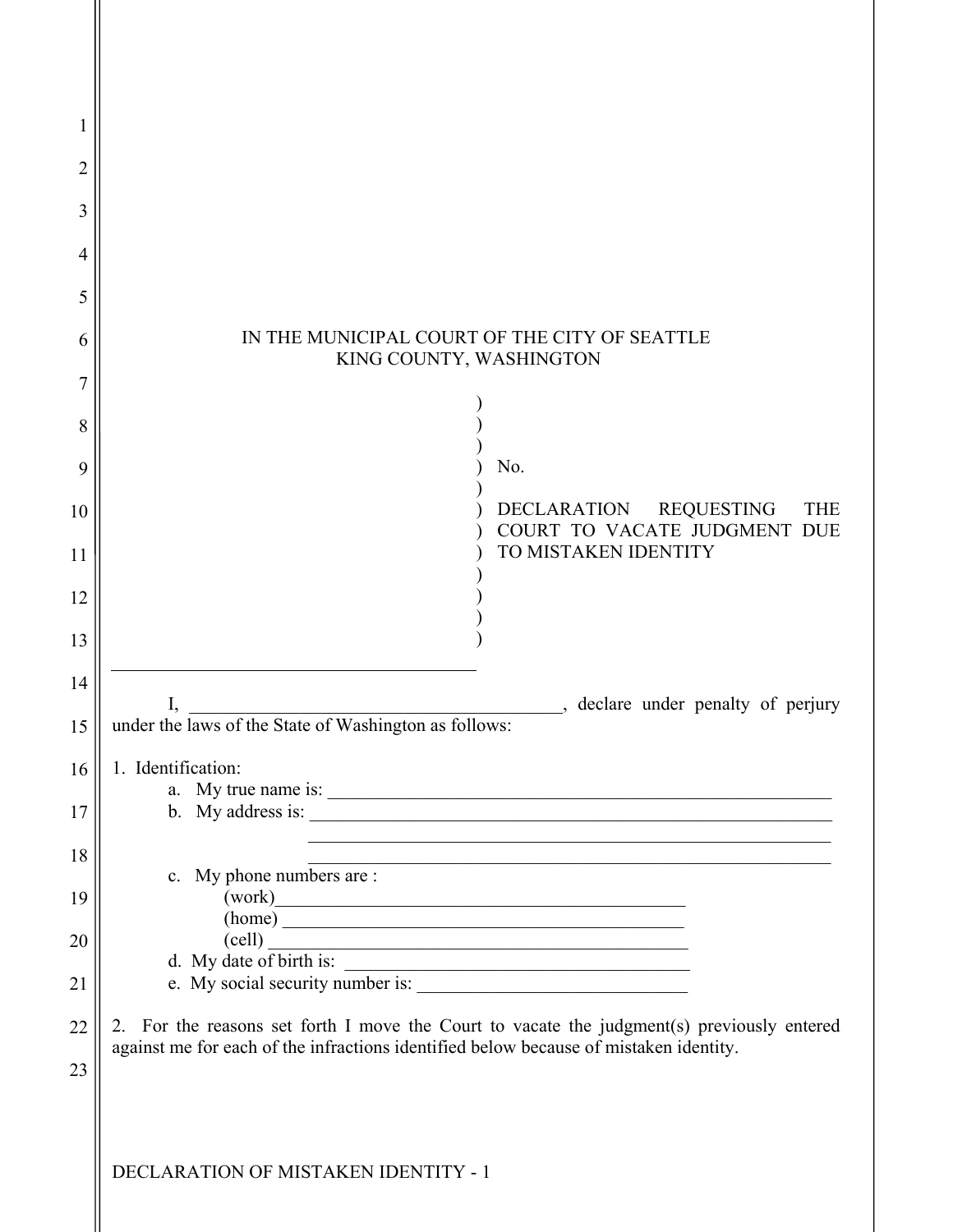IN THE MUNICIPAL COURT OF THE CITY OF SEATTLE
KING COUNTY, WASHINGTON

| | |
|---|---|
| ) | |
| ) | |
| ) | |
| ) | No. |
| ) | |
| ) | DECLARATION REQUESTING THE COURT TO VACATE JUDGMENT DUE TO MISTAKEN IDENTITY |
| ) | |
| ) | |
| ) | |
| ) | |
| ) | |
| ) | |

\_\_\_\_\_\_\_\_\_\_\_\_\_\_\_\_\_\_\_\_\_\_\_\_\_\_\_\_\_\_\_\_\_\_\_\_\_\_\_\_\_\_

I, \_\_\_\_\_\_\_\_\_\_\_\_\_\_\_\_\_\_\_\_\_\_\_\_\_\_\_\_\_\_\_\_\_\_\_\_\_\_\_\_\_\_, declare under penalty of perjury under the laws of the State of Washington as follows:

1. Identification:
   a. My true name is: \_\_\_\_\_\_\_\_\_\_\_\_\_\_\_\_\_\_\_\_\_\_\_\_\_\_\_\_\_\_\_\_\_\_\_\_\_\_\_\_\_\_\_\_\_\_\_\_\_\_\_\_\_\_\_\_
   b. My address is: \_\_\_\_\_\_\_\_\_\_\_\_\_\_\_\_\_\_\_\_\_\_\_\_\_\_\_\_\_\_\_\_\_\_\_\_\_\_\_\_\_\_\_\_\_\_\_\_\_\_\_\_\_\_\_\_\_\_
   \_\_\_\_\_\_\_\_\_\_\_\_\_\_\_\_\_\_\_\_\_\_\_\_\_\_\_\_\_\_\_\_\_\_\_\_\_\_\_\_\_\_\_\_\_\_\_\_\_\_\_\_\_\_\_\_\_\_
   \_\_\_\_\_\_\_\_\_\_\_\_\_\_\_\_\_\_\_\_\_\_\_\_\_\_\_\_\_\_\_\_\_\_\_\_\_\_\_\_\_\_\_\_\_\_\_\_\_\_\_\_\_\_\_\_\_\_
   c. My phone numbers are :
      (work)\_\_\_\_\_\_\_\_\_\_\_\_\_\_\_\_\_\_\_\_\_\_\_\_\_\_\_\_\_\_\_\_\_\_\_\_\_\_\_\_\_\_\_\_
      (home) \_\_\_\_\_\_\_\_\_\_\_\_\_\_\_\_\_\_\_\_\_\_\_\_\_\_\_\_\_\_\_\_\_\_\_\_\_\_\_\_\_\_\_\_
      (cell) \_\_\_\_\_\_\_\_\_\_\_\_\_\_\_\_\_\_\_\_\_\_\_\_\_\_\_\_\_\_\_\_\_\_\_\_\_\_\_\_\_\_\_\_
   d. My date of birth is: \_\_\_\_\_\_\_\_\_\_\_\_\_\_\_\_\_\_\_\_\_\_\_\_\_\_\_\_\_\_\_\_\_\_\_\_\_\_
   e. My social security number is: \_\_\_\_\_\_\_\_\_\_\_\_\_\_\_\_\_\_\_\_\_\_\_\_\_\_\_\_\_\_

2. For the reasons set forth I move the Court to vacate the judgment(s) previously entered against me for each of the infractions identified below because of mistaken identity.

DECLARATION OF MISTAKEN IDENTITY - 1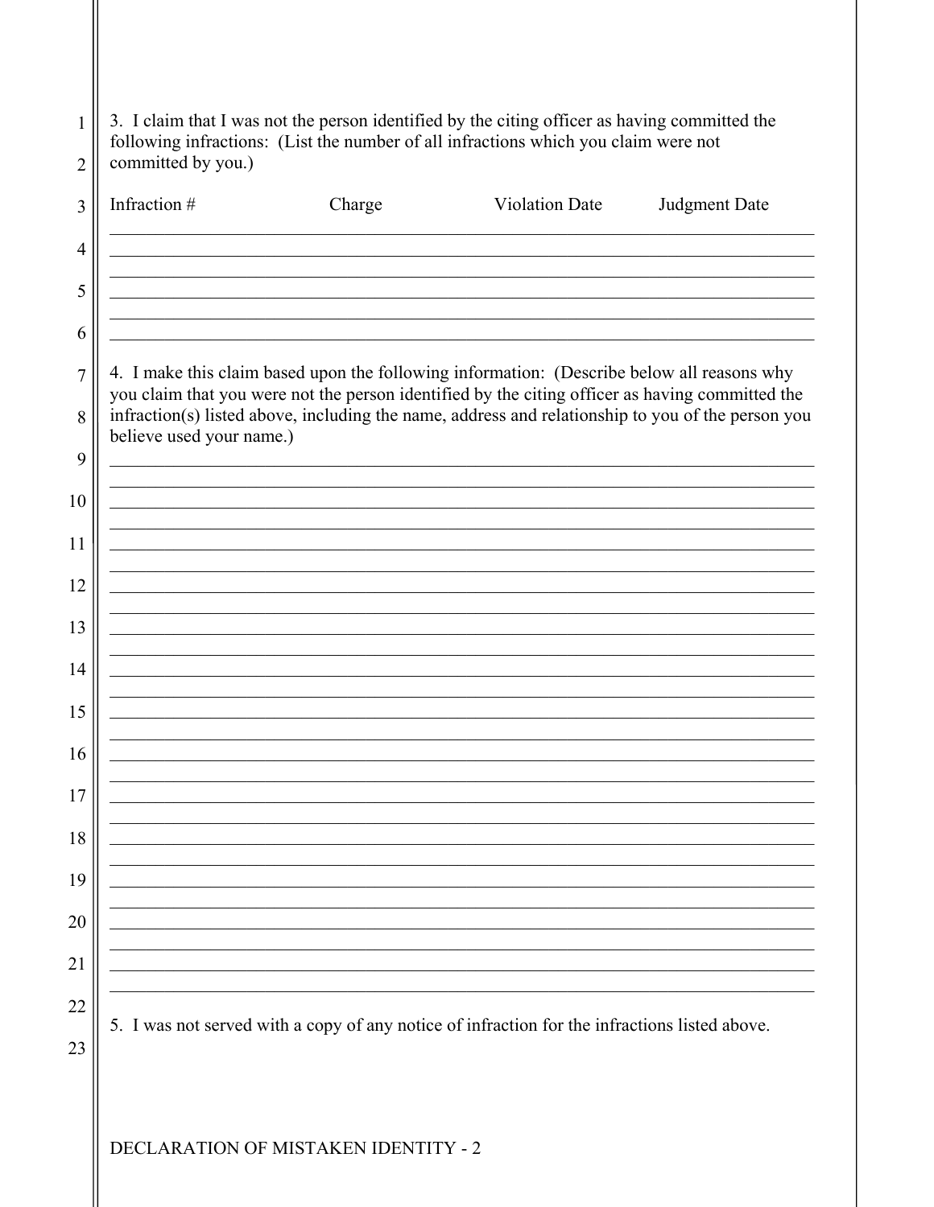3. I claim that I was not the person identified by the citing officer as having committed the following infractions: (List the number of all infractions which you claim were not committed by you.)

| Infraction # | Charge | Violation Date | Judgment Date |
| --- | --- | --- | --- |
| | | | |
| | | | |
| | | | |
| | | | |
| | | | |

4. I make this claim based upon the following information: (Describe below all reasons why you claim that you were not the person identified by the citing officer as having committed the infraction(s) listed above, including the name, address and relationship to you of the person you believe used your name.)

\_\_\_\_\_\_\_\_\_\_\_\_\_\_\_\_\_\_\_\_\_\_\_\_\_\_\_\_\_\_\_\_\_\_\_\_\_\_\_\_\_\_\_\_\_\_\_\_\_\_\_\_\_\_\_\_\_\_\_\_

\_\_\_\_\_\_\_\_\_\_\_\_\_\_\_\_\_\_\_\_\_\_\_\_\_\_\_\_\_\_\_\_\_\_\_\_\_\_\_\_\_\_\_\_\_\_\_\_\_\_\_\_\_\_\_\_\_\_\_\_

\_\_\_\_\_\_\_\_\_\_\_\_\_\_\_\_\_\_\_\_\_\_\_\_\_\_\_\_\_\_\_\_\_\_\_\_\_\_\_\_\_\_\_\_\_\_\_\_\_\_\_\_\_\_\_\_\_\_\_\_

\_\_\_\_\_\_\_\_\_\_\_\_\_\_\_\_\_\_\_\_\_\_\_\_\_\_\_\_\_\_\_\_\_\_\_\_\_\_\_\_\_\_\_\_\_\_\_\_\_\_\_\_\_\_\_\_\_\_\_\_

\_\_\_\_\_\_\_\_\_\_\_\_\_\_\_\_\_\_\_\_\_\_\_\_\_\_\_\_\_\_\_\_\_\_\_\_\_\_\_\_\_\_\_\_\_\_\_\_\_\_\_\_\_\_\_\_\_\_\_\_

\_\_\_\_\_\_\_\_\_\_\_\_\_\_\_\_\_\_\_\_\_\_\_\_\_\_\_\_\_\_\_\_\_\_\_\_\_\_\_\_\_\_\_\_\_\_\_\_\_\_\_\_\_\_\_\_\_\_\_\_

5. I was not served with a copy of any notice of infraction for the infractions listed above.

DECLARATION OF MISTAKEN IDENTITY - 2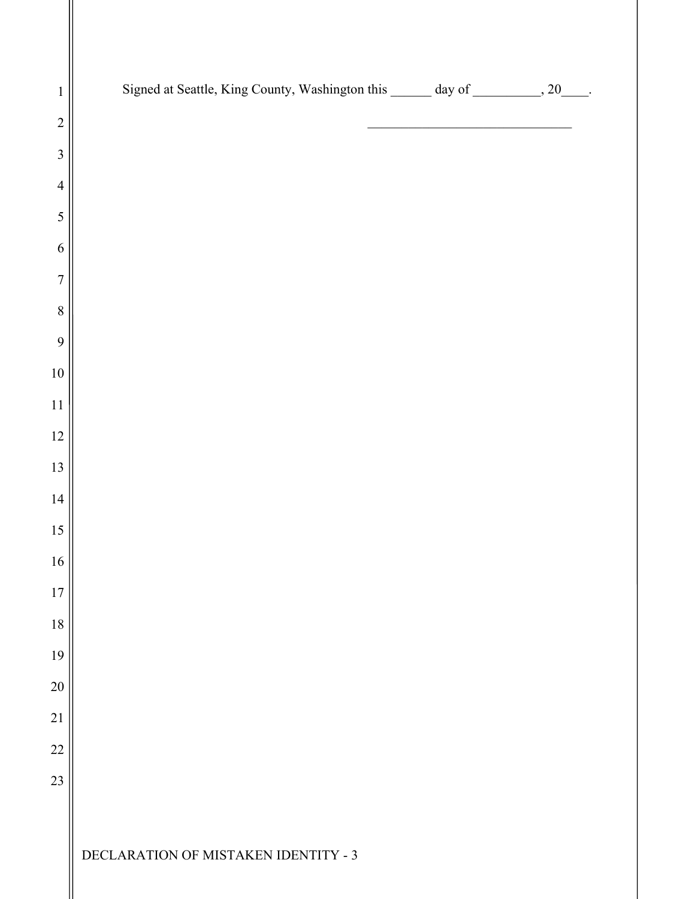Signed at Seattle, King County, Washington this ______ day of __________, 20____.

_______________________________